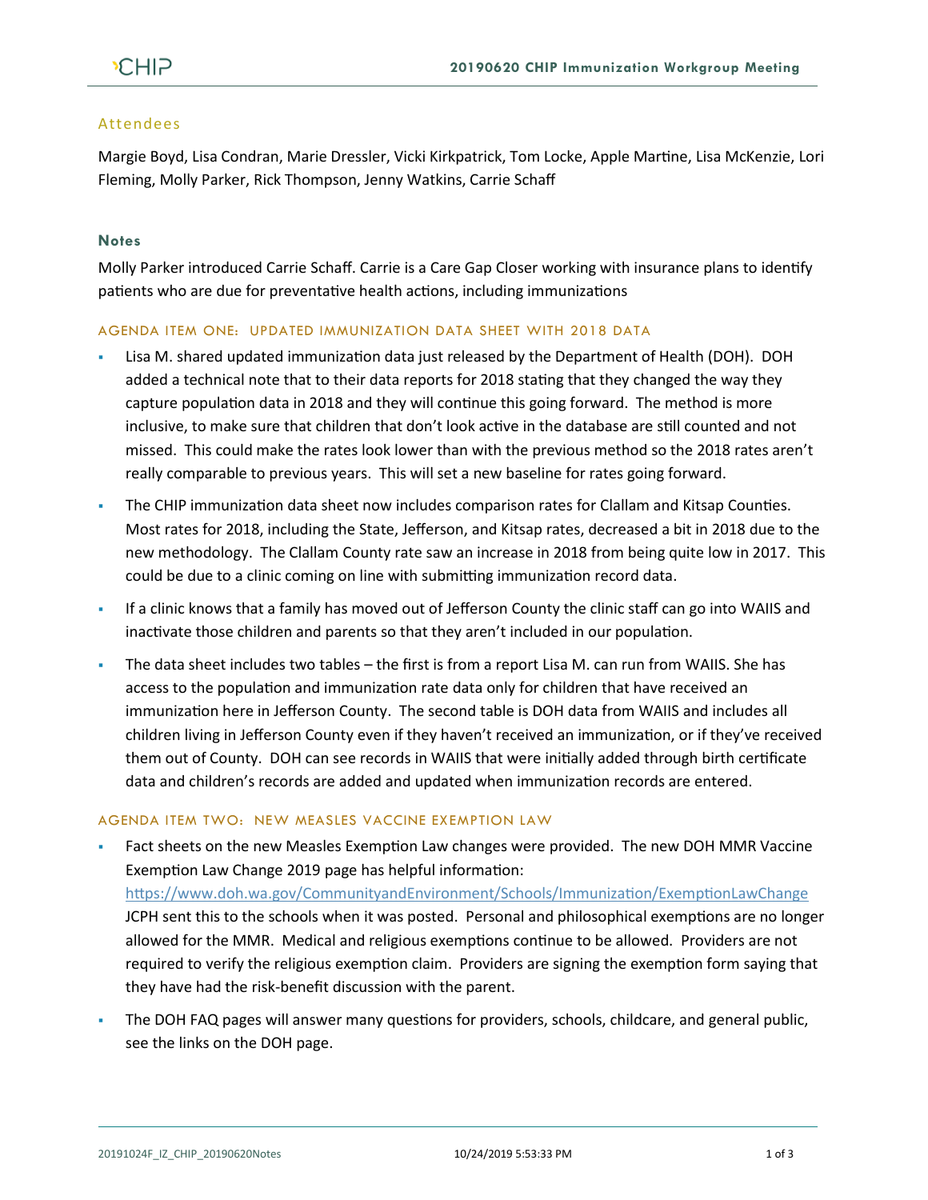## Attendees

Margie Boyd, Lisa Condran, Marie Dressler, Vicki Kirkpatrick, Tom Locke, Apple Martine, Lisa McKenzie, Lori Fleming, Molly Parker, Rick Thompson, Jenny Watkins, Carrie Schaff

### Notes

Molly Parker introduced Carrie Schaff. Carrie is a Care Gap Closer working with insurance plans to identify patients who are due for preventative health actions, including immunizations

#### AGENDA ITEM ONE: UPDATED IMMUNIZATION DATA SHEET WITH 2018 DATA

- Lisa M. shared updated immunization data just released by the Department of Health (DOH). DOH added a technical note that to their data reports for 2018 stating that they changed the way they capture population data in 2018 and they will continue this going forward. The method is more inclusive, to make sure that children that don't look active in the database are still counted and not missed. This could make the rates look lower than with the previous method so the 2018 rates aren't really comparable to previous years. This will set a new baseline for rates going forward.
- The CHIP immunization data sheet now includes comparison rates for Clallam and Kitsap Counties. Most rates for 2018, including the State, Jefferson, and Kitsap rates, decreased a bit in 2018 due to the new methodology. The Clallam County rate saw an increase in 2018 from being quite low in 2017. This could be due to a clinic coming on line with submitting immunization record data.
- If a clinic knows that a family has moved out of Jefferson County the clinic staff can go into WAIIS and inactivate those children and parents so that they aren't included in our population.
- The data sheet includes two tables – the first is from a report Lisa M. can run from WAIIS. She has access to the population and immunization rate data only for children that have received an immunization here in Jefferson County. The second table is DOH data from WAIIS and includes all children living in Jefferson County even if they haven't received an immunization, or if they've received them out of County. DOH can see records in WAIIS that were initially added through birth certificate data and children's records are added and updated when immunization records are entered.

#### AGENDA ITEM TWO: NEW MEASLES VACCINE EXEMPTION LAW

- Fact sheets on the new Measles Exemption Law changes were provided. The new DOH MMR Vaccine Exemption Law Change 2019 page has helpful information: https://www.doh.wa.gov/CommunityandEnvironment/Schools/Immunization/ExemptionLawChange JCPH sent this to the schools when it was posted. Personal and philosophical exemptions are no longer allowed for the MMR. Medical and religious exemptions continue to be allowed. Providers are not required to verify the religious exemption claim. Providers are signing the exemption form saying that they have had the risk-benefit discussion with the parent.
- The DOH FAQ pages will answer many questions for providers, schools, childcare, and general public, see the links on the DOH page.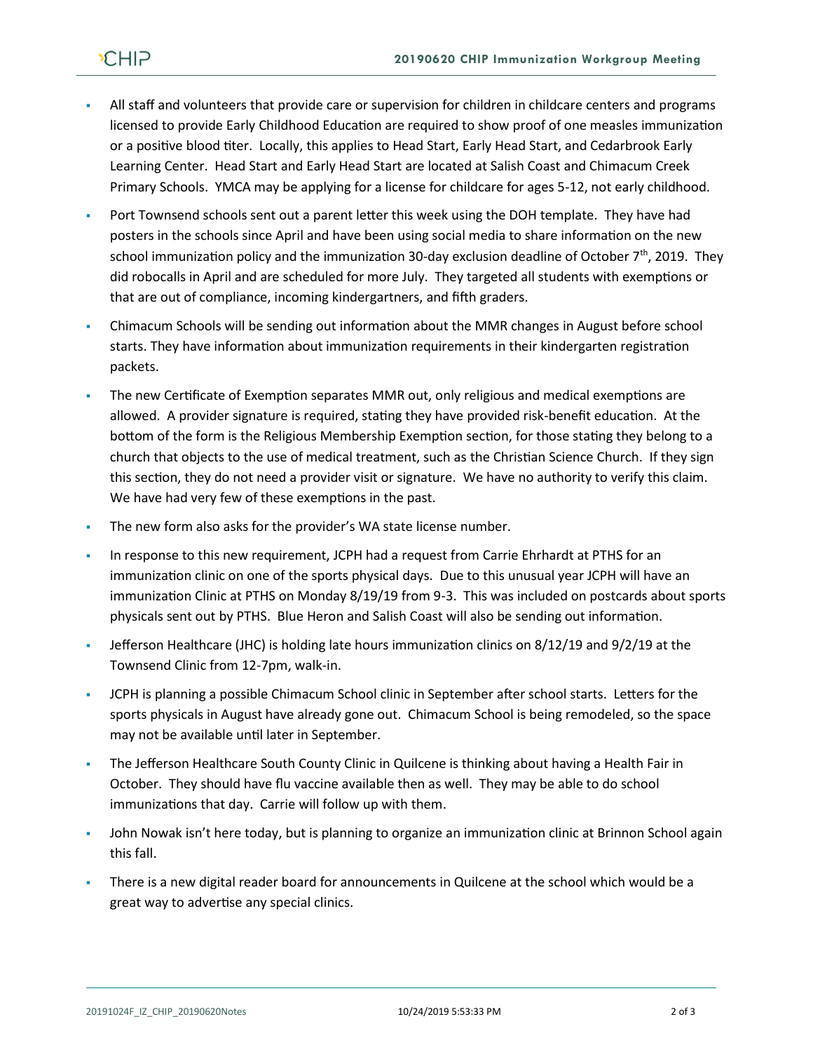- All staff and volunteers that provide care or supervision for children in childcare centers and programs licensed to provide Early Childhood Education are required to show proof of one measles immunization or a positive blood titer. Locally, this applies to Head Start, Early Head Start, and Cedarbrook Early Learning Center. Head Start and Early Head Start are located at Salish Coast and Chimacum Creek Primary Schools. YMCA may be applying for a license for childcare for ages 5-12, not early childhood.
- Port Townsend schools sent out a parent letter this week using the DOH template. They have had posters in the schools since April and have been using social media to share information on the new school immunization policy and the immunization 30-day exclusion deadline of October 7th, 2019. They did robocalls in April and are scheduled for more July. They targeted all students with exemptions or that are out of compliance, incoming kindergartners, and fifth graders.
- Chimacum Schools will be sending out information about the MMR changes in August before school starts. They have information about immunization requirements in their kindergarten registration packets.
- The new Certificate of Exemption separates MMR out, only religious and medical exemptions are allowed. A provider signature is required, stating they have provided risk-benefit education. At the bottom of the form is the Religious Membership Exemption section, for those stating they belong to a church that objects to the use of medical treatment, such as the Christian Science Church. If they sign this section, they do not need a provider visit or signature. We have no authority to verify this claim. We have had very few of these exemptions in the past.
- The new form also asks for the provider's WA state license number.
- In response to this new requirement, JCPH had a request from Carrie Ehrhardt at PTHS for an immunization clinic on one of the sports physical days. Due to this unusual year JCPH will have an immunization Clinic at PTHS on Monday 8/19/19 from 9-3. This was included on postcards about sports physicals sent out by PTHS. Blue Heron and Salish Coast will also be sending out information.
- Jefferson Healthcare (JHC) is holding late hours immunization clinics on 8/12/19 and 9/2/19 at the Townsend Clinic from 12-7pm, walk-in.
- JCPH is planning a possible Chimacum School clinic in September after school starts. Letters for the sports physicals in August have already gone out. Chimacum School is being remodeled, so the space may not be available until later in September.
- The Jefferson Healthcare South County Clinic in Quilcene is thinking about having a Health Fair in October. They should have flu vaccine available then as well. They may be able to do school immunizations that day. Carrie will follow up with them.
- John Nowak isn't here today, but is planning to organize an immunization clinic at Brinnon School again this fall.
- There is a new digital reader board for announcements in Quilcene at the school which would be a great way to advertise any special clinics.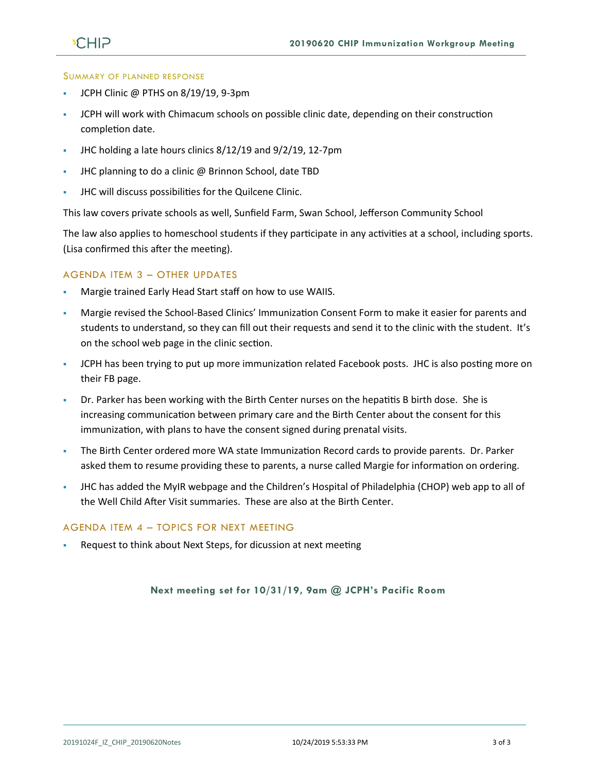### Summary of planned response

- JCPH Clinic @ PTHS on 8/19/19, 9-3pm
- JCPH will work with Chimacum schools on possible clinic date, depending on their construction completion date.
- JHC holding a late hours clinics 8/12/19 and 9/2/19, 12-7pm
- JHC planning to do a clinic @ Brinnon School, date TBD
- JHC will discuss possibilities for the Quilcene Clinic.

This law covers private schools as well, Sunfield Farm, Swan School, Jefferson Community School

The law also applies to homeschool students if they participate in any activities at a school, including sports. (Lisa confirmed this after the meeting).

## AGENDA ITEM 3 – OTHER UPDATES

- Margie trained Early Head Start staff on how to use WAIIS.
- Margie revised the School-Based Clinics' Immunization Consent Form to make it easier for parents and students to understand, so they can fill out their requests and send it to the clinic with the student. It's on the school web page in the clinic section.
- JCPH has been trying to put up more immunization related Facebook posts. JHC is also posting more on their FB page.
- Dr. Parker has been working with the Birth Center nurses on the hepatitis B birth dose. She is increasing communication between primary care and the Birth Center about the consent for this immunization, with plans to have the consent signed during prenatal visits.
- The Birth Center ordered more WA state Immunization Record cards to provide parents. Dr. Parker asked them to resume providing these to parents, a nurse called Margie for information on ordering.
- JHC has added the MyIR webpage and the Children's Hospital of Philadelphia (CHOP) web app to all of the Well Child After Visit summaries. These are also at the Birth Center.

## AGENDA ITEM 4 – TOPICS FOR NEXT MEETING

- Request to think about Next Steps, for dicussion at next meeting

**Next meeting set for 10/31/19, 9am @ JCPH's Pacific Room**